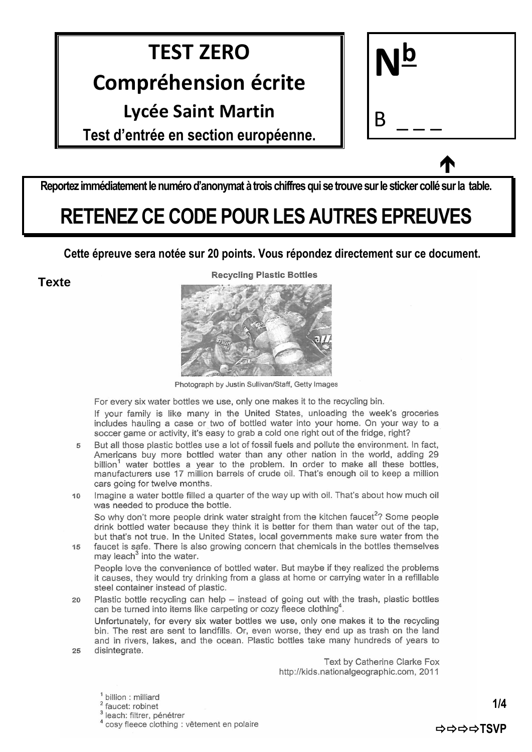# TEST ZERO

## Compréhension écrite

### Lycée Saint Martin

**Test d'entrée en section européenne.**

**N^b**

B _ _ _

**Reportez immédiatement le numéro d'anonymat à trois chiffres qui se trouve sur le sticker collé sur la table.**

## RETENEZ CE CODE POUR LES AUTRES EPREUVES

**Cette épreuve sera notée sur 20 points. Vous répondez directement sur ce document.**

**Texte**

**Recycling Plastic Bottles**

Photograph by Justin Sullivan/Staff, Getty Images

For every six water bottles we use, only one makes it to the recycling bin.

If your family is like many in the United States, unloading the week's groceries includes hauling a case or two of bottled water into your home. On your way to a soccer game or activity, it's easy to grab a cold one right out of the fridge, right?

5 But all those plastic bottles use a lot of fossil fuels and pollute the environment. In fact, Americans buy more bottled water than any other nation in the world, adding 29 billion[1] water bottles a year to the problem. In order to make all these bottles, manufacturers use 17 million barrels of crude oil. That's enough oil to keep a million cars going for twelve months.

10 Imagine a water bottle filled a quarter of the way up with oil. That's about how much oil was needed to produce the bottle.

So why don't more people drink water straight from the kitchen faucet[2]? Some people drink bottled water because they think it is better for them than water out of the tap, but that's not true. In the United States, local governments make sure water from the

15 faucet is safe. There is also growing concern that chemicals in the bottles themselves may leach[3] into the water.

People love the convenience of bottled water. But maybe if they realized the problems it causes, they would try drinking from a glass at home or carrying water in a refillable steel container instead of plastic.

20 Plastic bottle recycling can help – instead of going out with the trash, plastic bottles can be turned into items like carpeting or cozy fleece clothing[4].

Unfortunately, for every six water bottles we use, only one makes it to the recycling bin. The rest are sent to landfills. Or, even worse, they end up as trash on the land and in rivers, lakes, and the ocean. Plastic bottles take many hundreds of years to

25 disintegrate.

Text by Catherine Clarke Fox
http://kids.nationalgeographic.com, 2011

[1] billion : milliard
[2] faucet: robinet
[3] leach: filtrer, pénétrer
[4] cosy fleece clothing : vêtement en polaire

⇨⇨⇨⇨TSVP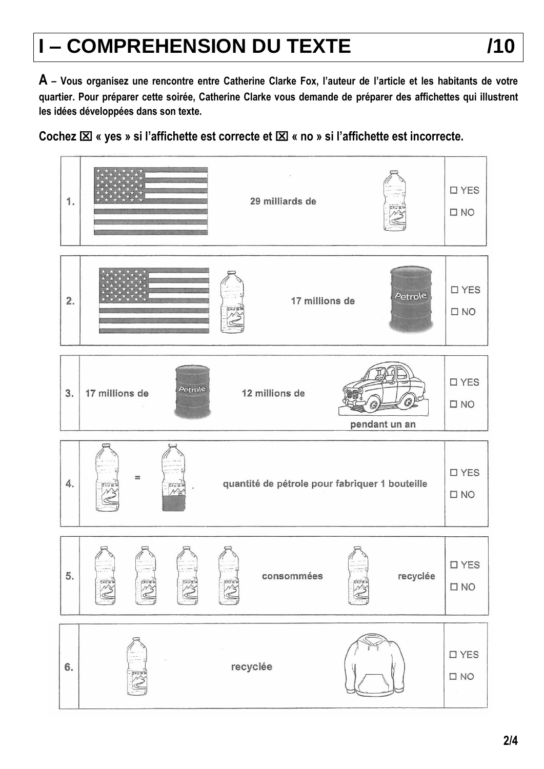# I – COMPREHENSION DU TEXTE /10

**A – Vous organisez une rencontre entre Catherine Clarke Fox, l'auteur de l'article et les habitants de votre quartier. Pour préparer cette soirée, Catherine Clarke vous demande de préparer des affichettes qui illustrent les idées développées dans son texte.**

**Cochez ☒ « yes » si l'affichette est correcte et ☒ « no » si l'affichette est incorrecte.**

| | | |
|---|---|---|
| 1. | 29 milliards de | ☐ YES ☐ NO |
| 2. | 17 millions de | ☐ YES ☐ NO |
| 3. | 17 millions de 12 millions de pendant un an | ☐ YES ☐ NO |
| 4. | = quantité de pétrole pour fabriquer 1 bouteille | ☐ YES ☐ NO |
| 5. | consommées recyclée | ☐ YES ☐ NO |
| 6. | recyclée | ☐ YES ☐ NO |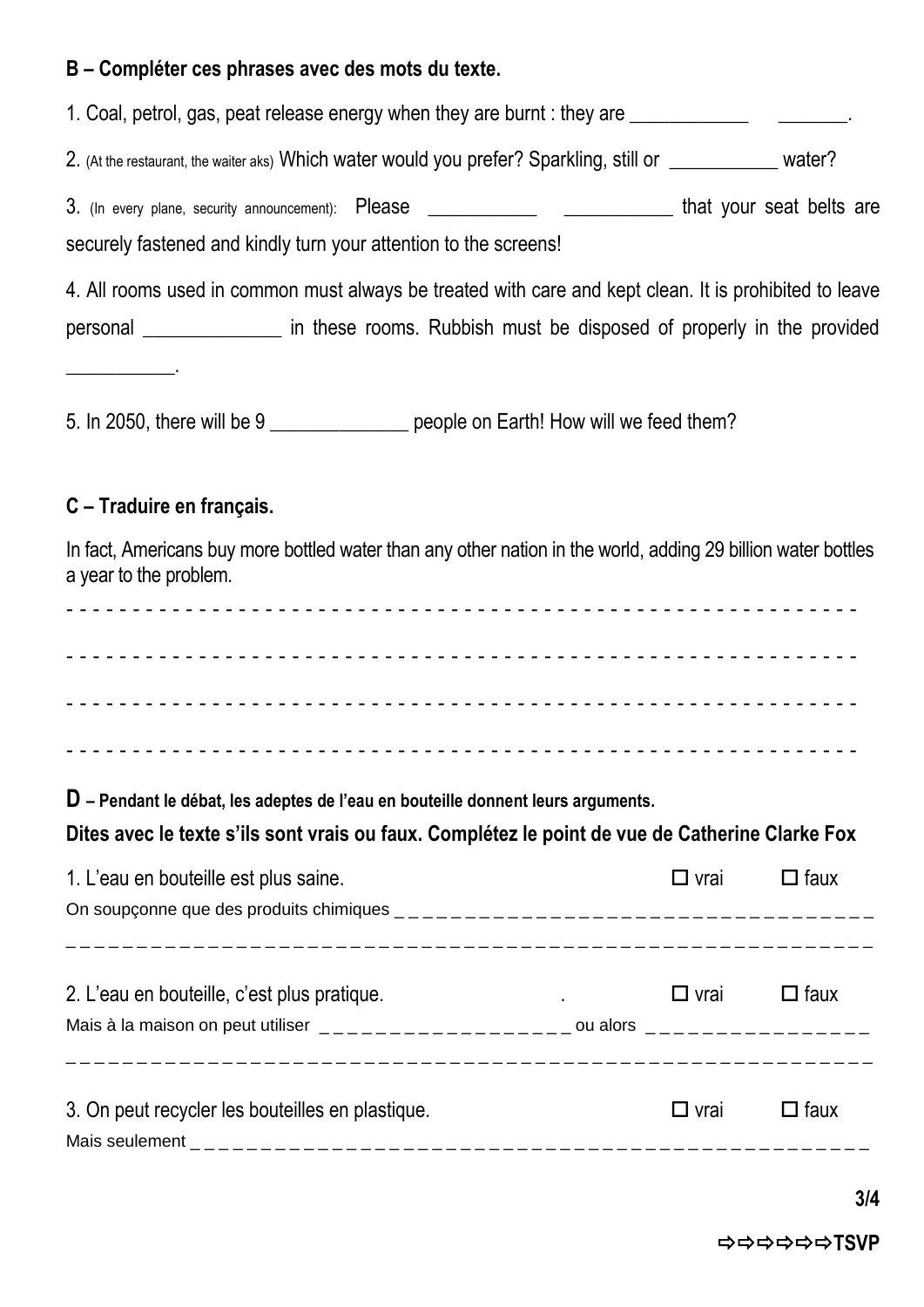**B – Compléter ces phrases avec des mots du texte.**

1. Coal, petrol, gas, peat release energy when they are burnt : they are ____________ _______.

2. (At the restaurant, the waiter aks) Which water would you prefer? Sparkling, still or ___________ water?

3. (In every plane, security announcement): Please ___________ ___________ that your seat belts are securely fastened and kindly turn your attention to the screens!

4. All rooms used in common must always be treated with care and kept clean. It is prohibited to leave personal ______________ in these rooms. Rubbish must be disposed of properly in the provided ___________.

5. In 2050, there will be 9 ______________ people on Earth! How will we feed them?

**C – Traduire en français.**

In fact, Americans buy more bottled water than any other nation in the world, adding 29 billion water bottles a year to the problem.

- - - - - - - - - - - - - - - - - - - - - - - - - - - - - - - - - - - - - - - - - - - - - - - - - - - - - - - - - - - -

- - - - - - - - - - - - - - - - - - - - - - - - - - - - - - - - - - - - - - - - - - - - - - - - - - - - - - - - - - - -

- - - - - - - - - - - - - - - - - - - - - - - - - - - - - - - - - - - - - - - - - - - - - - - - - - - - - - - - - - - -

- - - - - - - - - - - - - - - - - - - - - - - - - - - - - - - - - - - - - - - - - - - - - - - - - - - - - - - - - - - -

**D – Pendant le débat, les adeptes de l'eau en bouteille donnent leurs arguments.**

**Dites avec le texte s'ils sont vrais ou faux. Complétez le point de vue de Catherine Clarke Fox**

1. L'eau en bouteille est plus saine. ☐ vrai ☐ faux

On soupçonne que des produits chimiques _ _ _ _ _ _ _ _ _ _ _ _ _ _ _ _ _ _ _ _ _ _ _ _ _ _ _ _ _ _ _ _ _ _ _

_ _ _ _ _ _ _ _ _ _ _ _ _ _ _ _ _ _ _ _ _ _ _ _ _ _ _ _ _ _ _ _ _ _ _ _ _ _ _ _ _ _ _ _ _ _ _ _ _ _ _ _ _ _ _ _ _ _

2. L'eau en bouteille, c'est plus pratique. . ☐ vrai ☐ faux

Mais à la maison on peut utiliser _ _ _ _ _ _ _ _ _ _ _ _ _ _ _ _ _ _ _ ou alors _ _ _ _ _ _ _ _ _ _ _ _ _ _ _ _

_ _ _ _ _ _ _ _ _ _ _ _ _ _ _ _ _ _ _ _ _ _ _ _ _ _ _ _ _ _ _ _ _ _ _ _ _ _ _ _ _ _ _ _ _ _ _ _ _ _ _ _ _ _ _ _ _ _

3. On peut recycler les bouteilles en plastique. ☐ vrai ☐ faux

Mais seulement _ _ _ _ _ _ _ _ _ _ _ _ _ _ _ _ _ _ _ _ _ _ _ _ _ _ _ _ _ _ _ _ _ _ _ _ _ _ _ _ _ _ _ _ _ _ _ _ _ _

⇨⇨⇨⇨⇨⇨TSVP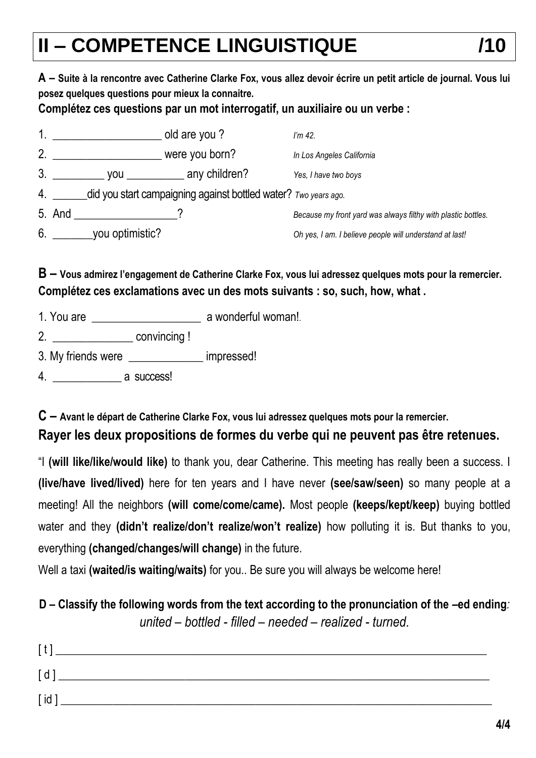# II – COMPETENCE LINGUISTIQUE /10

**A – Suite à la rencontre avec Catherine Clarke Fox, vous allez devoir écrire un petit article de journal. Vous lui posez quelques questions pour mieux la connaitre.**

**Complétez ces questions par un mot interrogatif, un auxiliaire ou un verbe :**

1. ___________________ old are you ? *I'm 42.*
2. ___________________ were you born? *In Los Angeles California*
3. _________ you __________ any children? *Yes, I have two boys*
4. ______did you start campaigning against bottled water? *Two years ago.*
5. And __________________? *Because my front yard was always filthy with plastic bottles.*
6. _______you optimistic? *Oh yes, I am. I believe people will understand at last!*

**B – Vous admirez l'engagement de Catherine Clarke Fox, vous lui adressez quelques mots pour la remercier. Complétez ces exclamations avec un des mots suivants : so, such, how, what .**

1. You are ___________________ a wonderful woman!.
2. ______________ convincing !
3. My friends were _____________ impressed!
4. ____________ a success!

**C – Avant le départ de Catherine Clarke Fox, vous lui adressez quelques mots pour la remercier.**

**Rayer les deux propositions de formes du verbe qui ne peuvent pas être retenues.**

"I **(will like/like/would like)** to thank you, dear Catherine. This meeting has really been a success. I **(live/have lived/lived)** here for ten years and I have never **(see/saw/seen)** so many people at a meeting! All the neighbors **(will come/come/came).** Most people **(keeps/kept/keep)** buying bottled water and they **(didn't realize/don't realize/won't realize)** how polluting it is. But thanks to you, everything **(changed/changes/will change)** in the future.

Well a taxi **(waited/is waiting/waits)** for you.. Be sure you will always be welcome here!

**D – Classify the following words from the text according to the pronunciation of the –ed ending***:*

*united – bottled - filled – needed – realized - turned.*

[ t ] ___________________________________________________________________________

[ d ] ___________________________________________________________________________

[ id ] __________________________________________________________________________